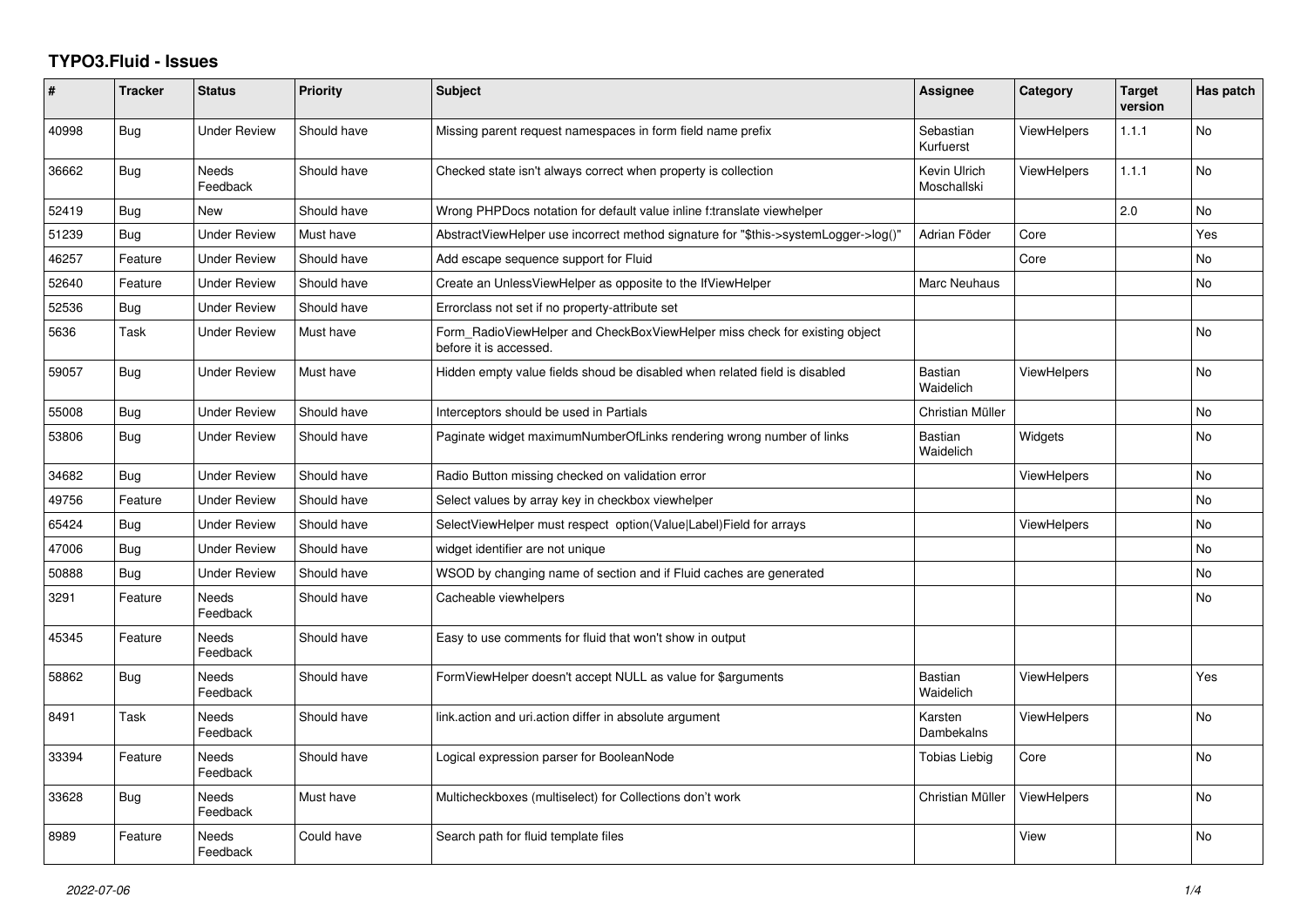# TYPO3.Fluid - Issues

| # | Tracker | Status | Priority | Subject | Assignee | Category | Target version | Has patch |
|---|---|---|---|---|---|---|---|---|
| 40998 | Bug | Under Review | Should have | Missing parent request namespaces in form field name prefix | Sebastian Kurfuerst | ViewHelpers | 1.1.1 | No |
| 36662 | Bug | Needs Feedback | Should have | Checked state isn't always correct when property is collection | Kevin Ulrich Moschallski | ViewHelpers | 1.1.1 | No |
| 52419 | Bug | New | Should have | Wrong PHPDocs notation for default value inline f:translate viewhelper | | | 2.0 | No |
| 51239 | Bug | Under Review | Must have | AbstractViewHelper use incorrect method signature for "$this->systemLogger->log()" | Adrian Föder | Core | | Yes |
| 46257 | Feature | Under Review | Should have | Add escape sequence support for Fluid | | Core | | No |
| 52640 | Feature | Under Review | Should have | Create an UnlessViewHelper as opposite to the IfViewHelper | Marc Neuhaus | | | No |
| 52536 | Bug | Under Review | Should have | Errorclass not set if no property-attribute set | | | | |
| 5636 | Task | Under Review | Must have | Form_RadioViewHelper and CheckBoxViewHelper miss check for existing object before it is accessed. | | | | No |
| 59057 | Bug | Under Review | Must have | Hidden empty value fields shoud be disabled when related field is disabled | Bastian Waidelich | ViewHelpers | | No |
| 55008 | Bug | Under Review | Should have | Interceptors should be used in Partials | Christian Müller | | | No |
| 53806 | Bug | Under Review | Should have | Paginate widget maximumNumberOfLinks rendering wrong number of links | Bastian Waidelich | Widgets | | No |
| 34682 | Bug | Under Review | Should have | Radio Button missing checked on validation error | | ViewHelpers | | No |
| 49756 | Feature | Under Review | Should have | Select values by array key in checkbox viewhelper | | | | No |
| 65424 | Bug | Under Review | Should have | SelectViewHelper must respect option(Value\|Label)Field for arrays | | ViewHelpers | | No |
| 47006 | Bug | Under Review | Should have | widget identifier are not unique | | | | No |
| 50888 | Bug | Under Review | Should have | WSOD by changing name of section and if Fluid caches are generated | | | | No |
| 3291 | Feature | Needs Feedback | Should have | Cacheable viewhelpers | | | | No |
| 45345 | Feature | Needs Feedback | Should have | Easy to use comments for fluid that won't show in output | | | | |
| 58862 | Bug | Needs Feedback | Should have | FormViewHelper doesn't accept NULL as value for $arguments | Bastian Waidelich | ViewHelpers | | Yes |
| 8491 | Task | Needs Feedback | Should have | link.action and uri.action differ in absolute argument | Karsten Dambekalns | ViewHelpers | | No |
| 33394 | Feature | Needs Feedback | Should have | Logical expression parser for BooleanNode | Tobias Liebig | Core | | No |
| 33628 | Bug | Needs Feedback | Must have | Multicheckboxes (multiselect) for Collections don't work | Christian Müller | ViewHelpers | | No |
| 8989 | Feature | Needs Feedback | Could have | Search path for fluid template files | | View | | No |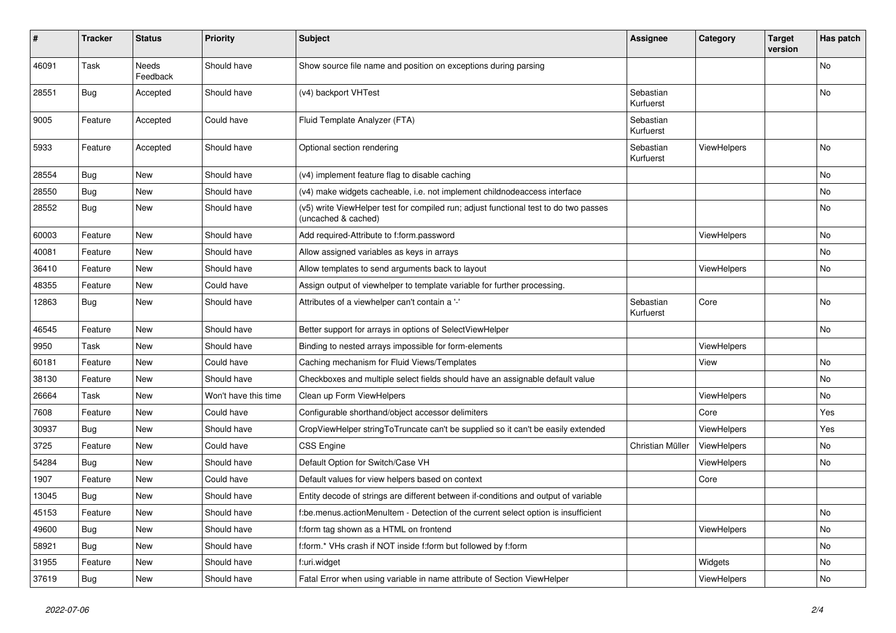| # | Tracker | Status | Priority | Subject | Assignee | Category | Target version | Has patch |
|---|---|---|---|---|---|---|---|---|
| 46091 | Task | Needs Feedback | Should have | Show source file name and position on exceptions during parsing | | | | No |
| 28551 | Bug | Accepted | Should have | (v4) backport VHTest | Sebastian Kurfuerst | | | No |
| 9005 | Feature | Accepted | Could have | Fluid Template Analyzer (FTA) | Sebastian Kurfuerst | | | |
| 5933 | Feature | Accepted | Should have | Optional section rendering | Sebastian Kurfuerst | ViewHelpers | | No |
| 28554 | Bug | New | Should have | (v4) implement feature flag to disable caching | | | | No |
| 28550 | Bug | New | Should have | (v4) make widgets cacheable, i.e. not implement childnodeaccess interface | | | | No |
| 28552 | Bug | New | Should have | (v5) write ViewHelper test for compiled run; adjust functional test to do two passes (uncached & cached) | | | | No |
| 60003 | Feature | New | Should have | Add required-Attribute to f:form.password | | ViewHelpers | | No |
| 40081 | Feature | New | Should have | Allow assigned variables as keys in arrays | | | | No |
| 36410 | Feature | New | Should have | Allow templates to send arguments back to layout | | ViewHelpers | | No |
| 48355 | Feature | New | Could have | Assign output of viewhelper to template variable for further processing. | | | | |
| 12863 | Bug | New | Should have | Attributes of a viewhelper can't contain a '-' | Sebastian Kurfuerst | Core | | No |
| 46545 | Feature | New | Should have | Better support for arrays in options of SelectViewHelper | | | | No |
| 9950 | Task | New | Should have | Binding to nested arrays impossible for form-elements | | ViewHelpers | | |
| 60181 | Feature | New | Could have | Caching mechanism for Fluid Views/Templates | | View | | No |
| 38130 | Feature | New | Should have | Checkboxes and multiple select fields should have an assignable default value | | | | No |
| 26664 | Task | New | Won't have this time | Clean up Form ViewHelpers | | ViewHelpers | | No |
| 7608 | Feature | New | Could have | Configurable shorthand/object accessor delimiters | | Core | | Yes |
| 30937 | Bug | New | Should have | CropViewHelper stringToTruncate can't be supplied so it can't be easily extended | | ViewHelpers | | Yes |
| 3725 | Feature | New | Could have | CSS Engine | Christian Müller | ViewHelpers | | No |
| 54284 | Bug | New | Should have | Default Option for Switch/Case VH | | ViewHelpers | | No |
| 1907 | Feature | New | Could have | Default values for view helpers based on context | | Core | | |
| 13045 | Bug | New | Should have | Entity decode of strings are different between if-conditions and output of variable | | | | |
| 45153 | Feature | New | Should have | f:be.menus.actionMenuItem - Detection of the current select option is insufficient | | | | No |
| 49600 | Bug | New | Should have | f:form tag shown as a HTML on frontend | | ViewHelpers | | No |
| 58921 | Bug | New | Should have | f:form.* VHs crash if NOT inside f:form but followed by f:form | | | | No |
| 31955 | Feature | New | Should have | f:uri.widget | | Widgets | | No |
| 37619 | Bug | New | Should have | Fatal Error when using variable in name attribute of Section ViewHelper | | ViewHelpers | | No |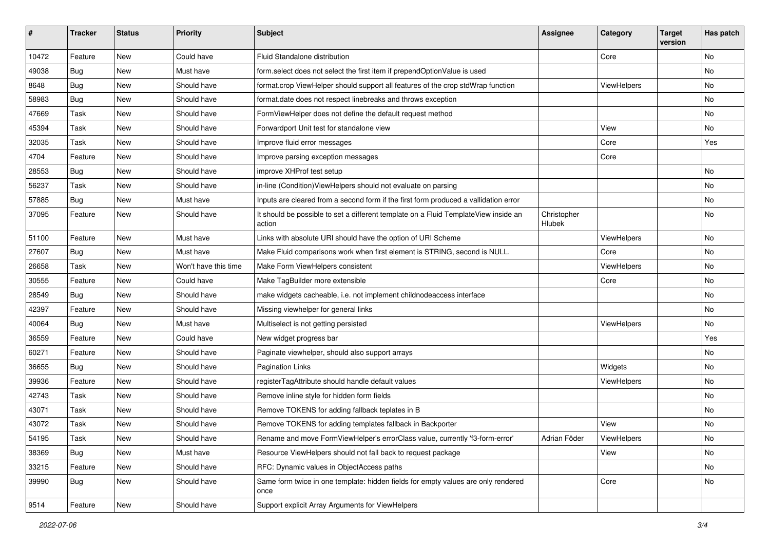| # | Tracker | Status | Priority | Subject | Assignee | Category | Target version | Has patch |
|---|---|---|---|---|---|---|---|---|
| 10472 | Feature | New | Could have | Fluid Standalone distribution | | Core | | No |
| 49038 | Bug | New | Must have | form.select does not select the first item if prependOptionValue is used | | | | No |
| 8648 | Bug | New | Should have | format.crop ViewHelper should support all features of the crop stdWrap function | | ViewHelpers | | No |
| 58983 | Bug | New | Should have | format.date does not respect linebreaks and throws exception | | | | No |
| 47669 | Task | New | Should have | FormViewHelper does not define the default request method | | | | No |
| 45394 | Task | New | Should have | Forwardport Unit test for standalone view | | View | | No |
| 32035 | Task | New | Should have | Improve fluid error messages | | Core | | Yes |
| 4704 | Feature | New | Should have | Improve parsing exception messages | | Core | | |
| 28553 | Bug | New | Should have | improve XHProf test setup | | | | No |
| 56237 | Task | New | Should have | in-line (Condition)ViewHelpers should not evaluate on parsing | | | | No |
| 57885 | Bug | New | Must have | Inputs are cleared from a second form if the first form produced a vallidation error | | | | No |
| 37095 | Feature | New | Should have | It should be possible to set a different template on a Fluid TemplateView inside an action | Christopher Hlubek | | | No |
| 51100 | Feature | New | Must have | Links with absolute URI should have the option of URI Scheme | | ViewHelpers | | No |
| 27607 | Bug | New | Must have | Make Fluid comparisons work when first element is STRING, second is NULL. | | Core | | No |
| 26658 | Task | New | Won't have this time | Make Form ViewHelpers consistent | | ViewHelpers | | No |
| 30555 | Feature | New | Could have | Make TagBuilder more extensible | | Core | | No |
| 28549 | Bug | New | Should have | make widgets cacheable, i.e. not implement childnodeaccess interface | | | | No |
| 42397 | Feature | New | Should have | Missing viewhelper for general links | | | | No |
| 40064 | Bug | New | Must have | Multiselect is not getting persisted | | ViewHelpers | | No |
| 36559 | Feature | New | Could have | New widget progress bar | | | | Yes |
| 60271 | Feature | New | Should have | Paginate viewhelper, should also support arrays | | | | No |
| 36655 | Bug | New | Should have | Pagination Links | | Widgets | | No |
| 39936 | Feature | New | Should have | registerTagAttribute should handle default values | | ViewHelpers | | No |
| 42743 | Task | New | Should have | Remove inline style for hidden form fields | | | | No |
| 43071 | Task | New | Should have | Remove TOKENS for adding fallback teplates in B | | | | No |
| 43072 | Task | New | Should have | Remove TOKENS for adding templates fallback in Backporter | | View | | No |
| 54195 | Task | New | Should have | Rename and move FormViewHelper's errorClass value, currently 'f3-form-error' | Adrian Föder | ViewHelpers | | No |
| 38369 | Bug | New | Must have | Resource ViewHelpers should not fall back to request package | | View | | No |
| 33215 | Feature | New | Should have | RFC: Dynamic values in ObjectAccess paths | | | | No |
| 39990 | Bug | New | Should have | Same form twice in one template: hidden fields for empty values are only rendered once | | Core | | No |
| 9514 | Feature | New | Should have | Support explicit Array Arguments for ViewHelpers | | | | |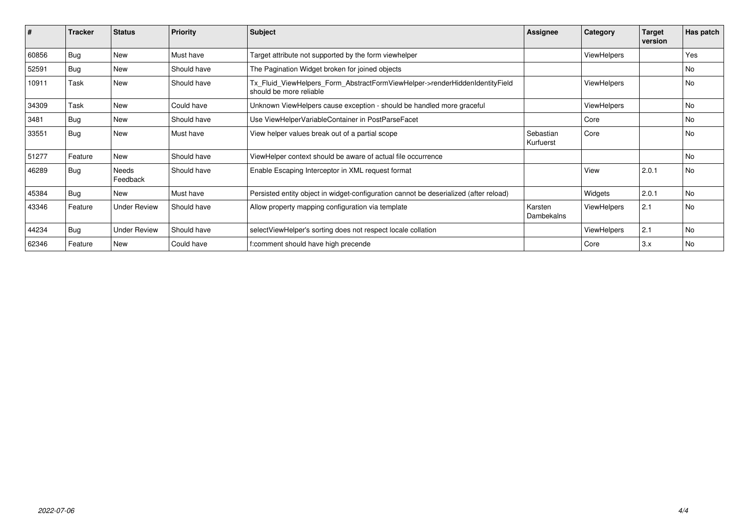| # | Tracker | Status | Priority | Subject | Assignee | Category | Target version | Has patch |
|---|---|---|---|---|---|---|---|---|
| 60856 | Bug | New | Must have | Target attribute not supported by the form viewhelper | | ViewHelpers | | Yes |
| 52591 | Bug | New | Should have | The Pagination Widget broken for joined objects | | | | No |
| 10911 | Task | New | Should have | Tx_Fluid_ViewHelpers_Form_AbstractFormViewHelper->renderHiddenIdentityField should be more reliable | | ViewHelpers | | No |
| 34309 | Task | New | Could have | Unknown ViewHelpers cause exception - should be handled more graceful | | ViewHelpers | | No |
| 3481 | Bug | New | Should have | Use ViewHelperVariableContainer in PostParseFacet | | Core | | No |
| 33551 | Bug | New | Must have | View helper values break out of a partial scope | Sebastian Kurfuerst | Core | | No |
| 51277 | Feature | New | Should have | ViewHelper context should be aware of actual file occurrence | | | | No |
| 46289 | Bug | Needs Feedback | Should have | Enable Escaping Interceptor in XML request format | | View | 2.0.1 | No |
| 45384 | Bug | New | Must have | Persisted entity object in widget-configuration cannot be deserialized (after reload) | | Widgets | 2.0.1 | No |
| 43346 | Feature | Under Review | Should have | Allow property mapping configuration via template | Karsten Dambekalns | ViewHelpers | 2.1 | No |
| 44234 | Bug | Under Review | Should have | selectViewHelper's sorting does not respect locale collation | | ViewHelpers | 2.1 | No |
| 62346 | Feature | New | Could have | f:comment should have high precende | | Core | 3.x | No |